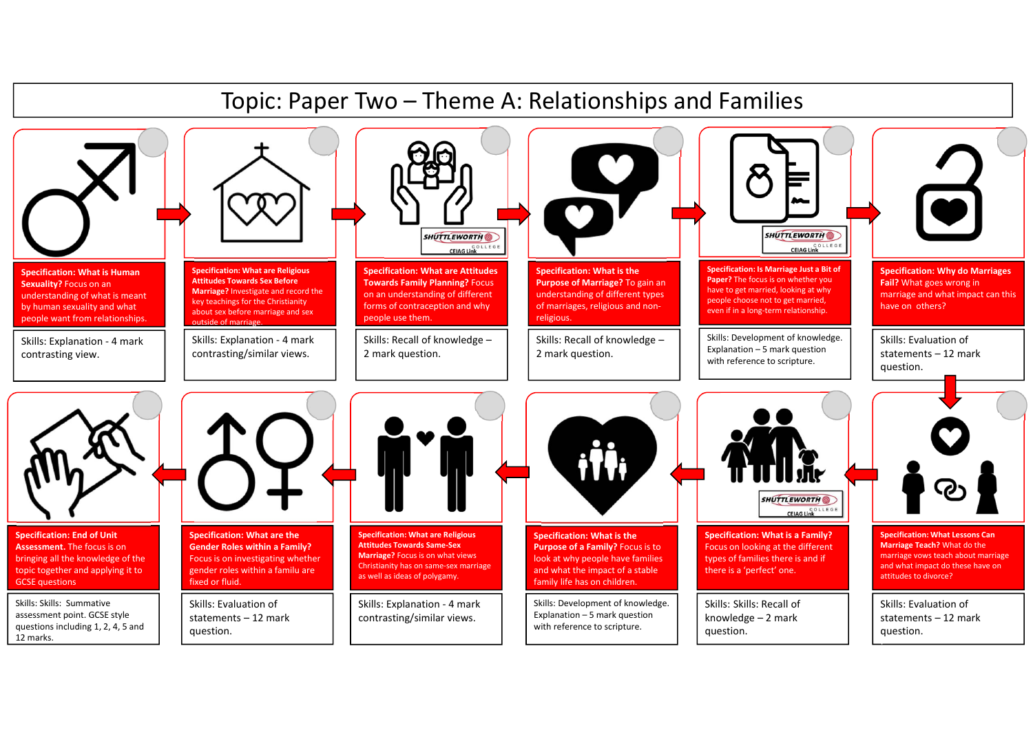# Topic: Paper Two – Theme A: Relationships and Families

**Specification: What is Human Sexuality?** Focus on an understanding of what is meant by human sexuality and what people want from relationships.

Skills: Explanation - 4 mark contrasting view.

**Specification: What are Religious Attitudes Towards Sex Before Marriage?** Investigate and record the key teachings for the Christianity about sex before marriage and sex outside of marriage.

Skills: Explanation - 4 mark contrasting/similar views.

**Specification: What are Attitudes Towards Family Planning?** Focus on an understanding of different forms of contraception and why people use them.

Skills: Recall of knowledge – 2 mark question.

**Specification: What is the Purpose of Marriage?** To gain an understanding of different types of marriages, religious and non-religious.

Skills: Recall of knowledge – 2 mark question.

**Specification: Is Marriage Just a Bit of Paper?** The focus is on whether you have to get married, looking at why people choose not to get married, even if in a long-term relationship.

Skills: Development of knowledge. Explanation – 5 mark question with reference to scripture.

**Specification: Why do Marriages Fail?** What goes wrong in marriage and what impact can this have on others?

Skills: Evaluation of statements – 12 mark question.

**Specification: What Lessons Can Marriage Teach?** What do the marriage vows teach about marriage and what impact do these have on attitudes to divorce?

Skills: Evaluation of statements – 12 mark question.

**Specification: What is a Family?** Focus on looking at the different types of families there is and if there is a 'perfect' one.

Skills: Skills: Recall of knowledge – 2 mark question.

**Specification: What is the Purpose of a Family?** Focus is to look at why people have families and what the impact of a stable family life has on children.

Skills: Development of knowledge. Explanation – 5 mark question with reference to scripture.

**Specification: What are Religious Attitudes Towards Same-Sex Marriage?** Focus is on what views Christianity has on same-sex marriage as well as ideas of polygamy.

Skills: Explanation - 4 mark contrasting/similar views.

**Specification: What are the Gender Roles within a Family?** Focus is on investigating whether gender roles within a familu are fixed or fluid.

Skills: Evaluation of statements – 12 mark question.

**Specification: End of Unit Assessment.** The focus is on bringing all the knowledge of the topic together and applying it to GCSE questions

Skills: Skills: Summative assessment point. GCSE style questions including 1, 2, 4, 5 and 12 marks.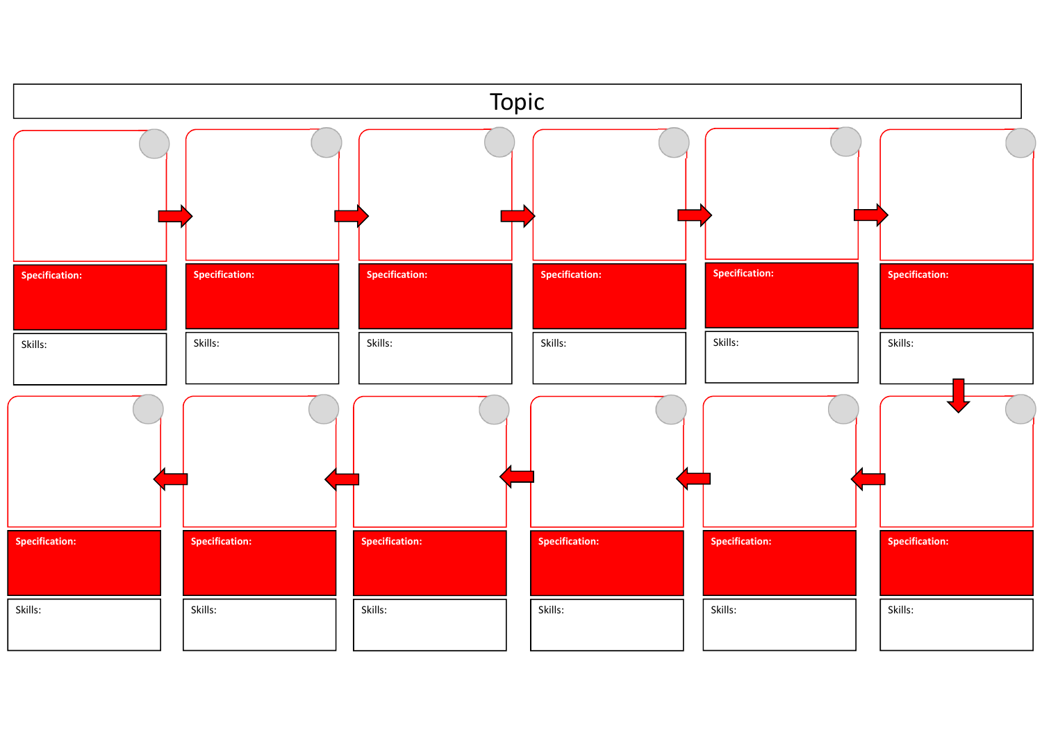# Topic

Specification:

Skills:

Specification:

Skills:

Specification:

Skills:

Specification:

Skills:

Specification:

Skills:

Specification:

Skills:

Specification:

Skills:

Specification:

Skills:

Specification:

Skills:

Specification:

Skills:

Specification:

Skills:

Specification:

Skills: